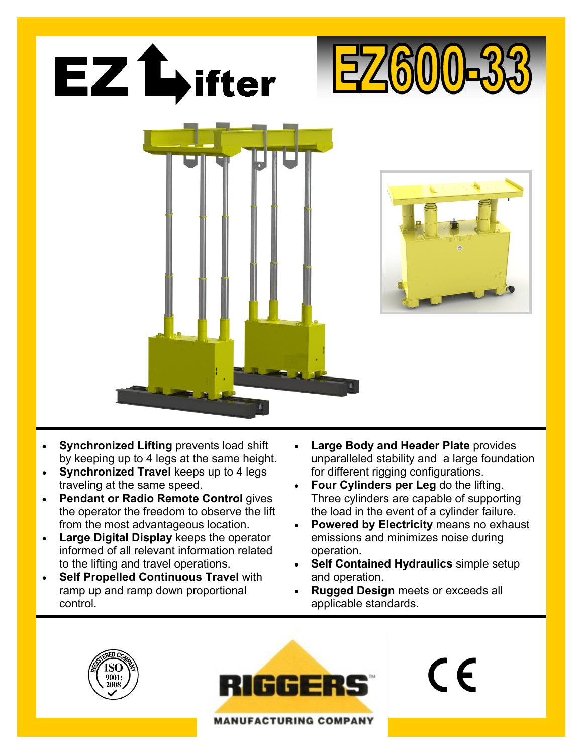# EZ Lifter

# EZ600-33

- **Synchronized Lifting** prevents load shift by keeping up to 4 legs at the same height.
- **Synchronized Travel** keeps up to 4 legs traveling at the same speed.
- **Pendant or Radio Remote Control** gives the operator the freedom to observe the lift from the most advantageous location.
- **Large Digital Display** keeps the operator informed of all relevant information related to the lifting and travel operations.
- **Self Propelled Continuous Travel** with ramp up and ramp down proportional control.
- **Large Body and Header Plate** provides unparalleled stability and a large foundation for different rigging configurations.
- **Four Cylinders per Leg** do the lifting. Three cylinders are capable of supporting the load in the event of a cylinder failure.
- **Powered by Electricity** means no exhaust emissions and minimizes noise during operation.
- **Self Contained Hydraulics** simple setup and operation.
- **Rugged Design** meets or exceeds all applicable standards.

REGISTERED COMPANY ISO 9001:2008

RIGGERS™ MANUFACTURING COMPANY

CE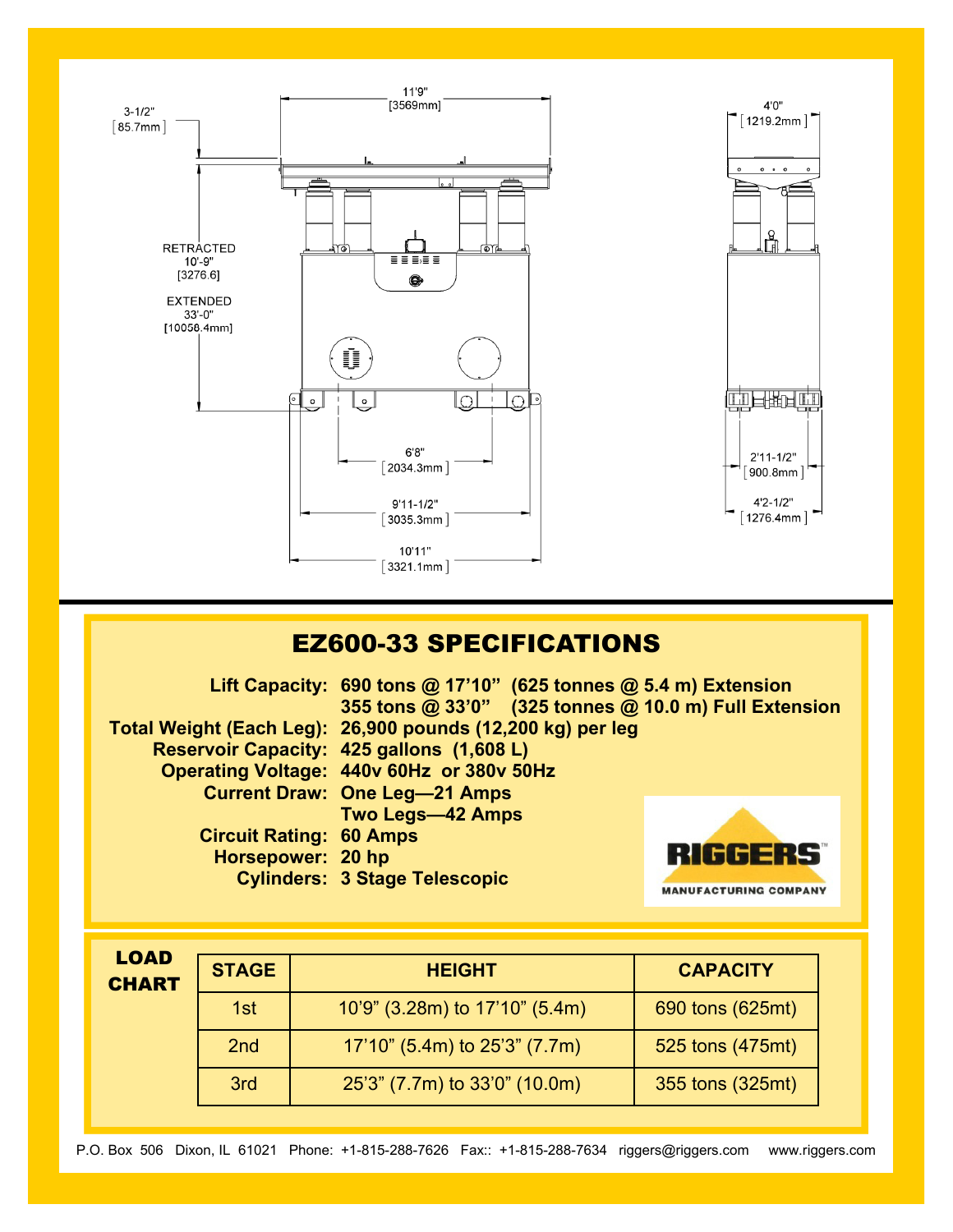11'9"
[3569mm]

3-1/2"
[85.7mm]

RETRACTED
10'-9"
[3276.6]

EXTENDED
33'-0"
[10058.4mm]

6'8"
[2034.3mm]

9'11-1/2"
[3035.3mm]

10'11"
[3321.1mm]

4'0"
[1219.2mm]

2'11-1/2"
[900.8mm]

4'2-1/2"
[1276.4mm]

# EZ600-33 SPECIFICATIONS

**Lift Capacity:** 690 tons @ 17'10" (625 tonnes @ 5.4 m) Extension
355 tons @ 33'0" (325 tonnes @ 10.0 m) Full Extension

**Total Weight (Each Leg):** 26,900 pounds (12,200 kg) per leg

**Reservoir Capacity:** 425 gallons (1,608 L)

**Operating Voltage:** 440v 60Hz or 380v 50Hz

**Current Draw:** One Leg—21 Amps
Two Legs—42 Amps

**Circuit Rating:** 60 Amps

**Horsepower:** 20 hp

**Cylinders:** 3 Stage Telescopic

RIGGERS™ MANUFACTURING COMPANY

## LOAD CHART

| STAGE | HEIGHT | CAPACITY |
|---|---|---|
| 1st | 10'9" (3.28m) to 17'10" (5.4m) | 690 tons (625mt) |
| 2nd | 17'10" (5.4m) to 25'3" (7.7m) | 525 tons (475mt) |
| 3rd | 25'3" (7.7m) to 33'0" (10.0m) | 355 tons (325mt) |

P.O. Box 506 Dixon, IL 61021 Phone: +1-815-288-7626 Fax:: +1-815-288-7634 riggers@riggers.com www.riggers.com